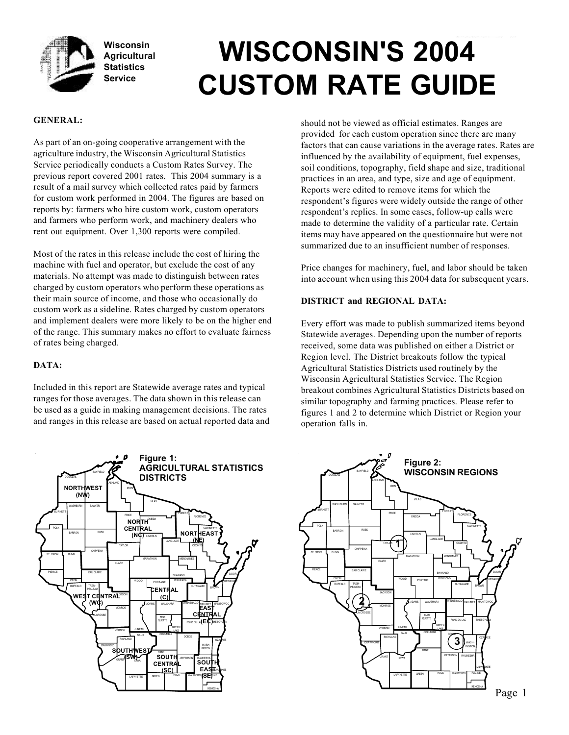Wisconsin Agricultural Statistics Service

# WISCONSIN'S 2004 CUSTOM RATE GUIDE

## GENERAL:

As part of an on-going cooperative arrangement with the agriculture industry, the Wisconsin Agricultural Statistics Service periodically conducts a Custom Rates Survey. The previous report covered 2001 rates. This 2004 summary is a result of a mail survey which collected rates paid by farmers for custom work performed in 2004. The figures are based on reports by: farmers who hire custom work, custom operators and farmers who perform work, and machinery dealers who rent out equipment. Over 1,300 reports were compiled.

Most of the rates in this release include the cost of hiring the machine with fuel and operator, but exclude the cost of any materials. No attempt was made to distinguish between rates charged by custom operators who perform these operations as their main source of income, and those who occasionally do custom work as a sideline. Rates charged by custom operators and implement dealers were more likely to be on the higher end of the range. This summary makes no effort to evaluate fairness of rates being charged.

## DATA:

Included in this report are Statewide average rates and typical ranges for those averages. The data shown in this release can be used as a guide in making management decisions. The rates and ranges in this release are based on actual reported data and should not be viewed as official estimates. Ranges are provided for each custom operation since there are many factors that can cause variations in the average rates. Rates are influenced by the availability of equipment, fuel expenses, soil conditions, topography, field shape and size, traditional practices in an area, and type, size and age of equipment. Reports were edited to remove items for which the respondent's figures were widely outside the range of other respondent's replies. In some cases, follow-up calls were made to determine the validity of a particular rate. Certain items may have appeared on the questionnaire but were not summarized due to an insufficient number of responses.

Price changes for machinery, fuel, and labor should be taken into account when using this 2004 data for subsequent years.

## DISTRICT and REGIONAL DATA:

Every effort was made to publish summarized items beyond Statewide averages. Depending upon the number of reports received, some data was published on either a District or Region level. The District breakouts follow the typical Agricultural Statistics Districts used routinely by the Wisconsin Agricultural Statistics Service. The Region breakout combines Agricultural Statistics Districts based on similar topography and farming practices. Please refer to figures 1 and 2 to determine which District or Region your operation falls in.

**Figure 1: AGRICULTURAL STATISTICS DISTRICTS**

**Figure 2: WISCONSIN REGIONS**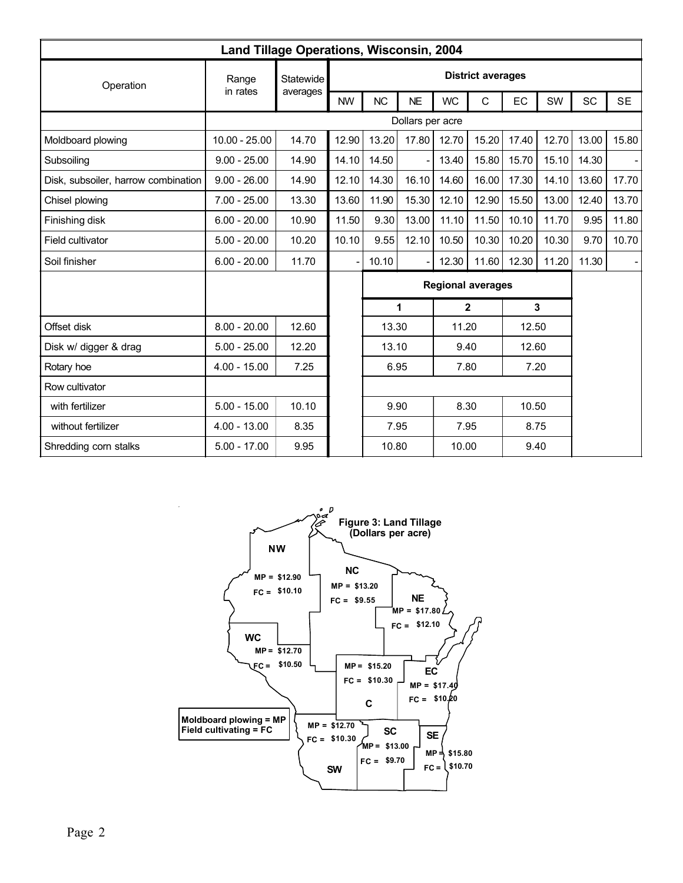# Land Tillage Operations, Wisconsin, 2004

| Operation | Range in rates | Statewide averages | District averages | | | | | | | | |
|---|---|---|---|---|---|---|---|---|---|---|---|
| | | | NW | NC | NE | WC | C | EC | SW | SC | SE |
| | Dollars per acre | | | | | | | | | | |
| Moldboard plowing | 10.00 - 25.00 | 14.70 | 12.90 | 13.20 | 17.80 | 12.70 | 15.20 | 17.40 | 12.70 | 13.00 | 15.80 |
| Subsoiling | 9.00 - 25.00 | 14.90 | 14.10 | 14.50 | - | 13.40 | 15.80 | 15.70 | 15.10 | 14.30 | - |
| Disk, subsoiler, harrow combination | 9.00 - 26.00 | 14.90 | 12.10 | 14.30 | 16.10 | 14.60 | 16.00 | 17.30 | 14.10 | 13.60 | 17.70 |
| Chisel plowing | 7.00 - 25.00 | 13.30 | 13.60 | 11.90 | 15.30 | 12.10 | 12.90 | 15.50 | 13.00 | 12.40 | 13.70 |
| Finishing disk | 6.00 - 20.00 | 10.90 | 11.50 | 9.30 | 13.00 | 11.10 | 11.50 | 10.10 | 11.70 | 9.95 | 11.80 |
| Field cultivator | 5.00 - 20.00 | 10.20 | 10.10 | 9.55 | 12.10 | 10.50 | 10.30 | 10.20 | 10.30 | 9.70 | 10.70 |
| Soil finisher | 6.00 - 20.00 | 11.70 | - | 10.10 | - | 12.30 | 11.60 | 12.30 | 11.20 | 11.30 | - |

| Operation | Range in rates | Statewide averages | Regional averages | | |
|---|---|---|---|---|---|
| | | | 1 | 2 | 3 |
| Offset disk | 8.00 - 20.00 | 12.60 | 13.30 | 11.20 | 12.50 |
| Disk w/ digger & drag | 5.00 - 25.00 | 12.20 | 13.10 | 9.40 | 12.60 |
| Rotary hoe | 4.00 - 15.00 | 7.25 | 6.95 | 7.80 | 7.20 |
| Row cultivator | | | | | |
| with fertilizer | 5.00 - 15.00 | 10.10 | 9.90 | 8.30 | 10.50 |
| without fertilizer | 4.00 - 13.00 | 8.35 | 7.95 | 7.95 | 8.75 |
| Shredding corn stalks | 5.00 - 17.00 | 9.95 | 10.80 | 10.00 | 9.40 |

**Figure 3: Land Tillage (Dollars per acre)**

Moldboard plowing = MP
Field cultivating = FC

| District | MP | FC |
|---|---|---|
| NW | $12.90 | $10.10 |
| NC | $13.20 | $9.55 |
| NE | $17.80 | $12.10 |
| WC | $12.70 | $10.50 |
| C | $15.20 | $10.30 |
| EC | $17.40 | $10.20 |
| SW | $12.70 | $10.30 |
| SC | $13.00 | $9.70 |
| SE | $15.80 | $10.70 |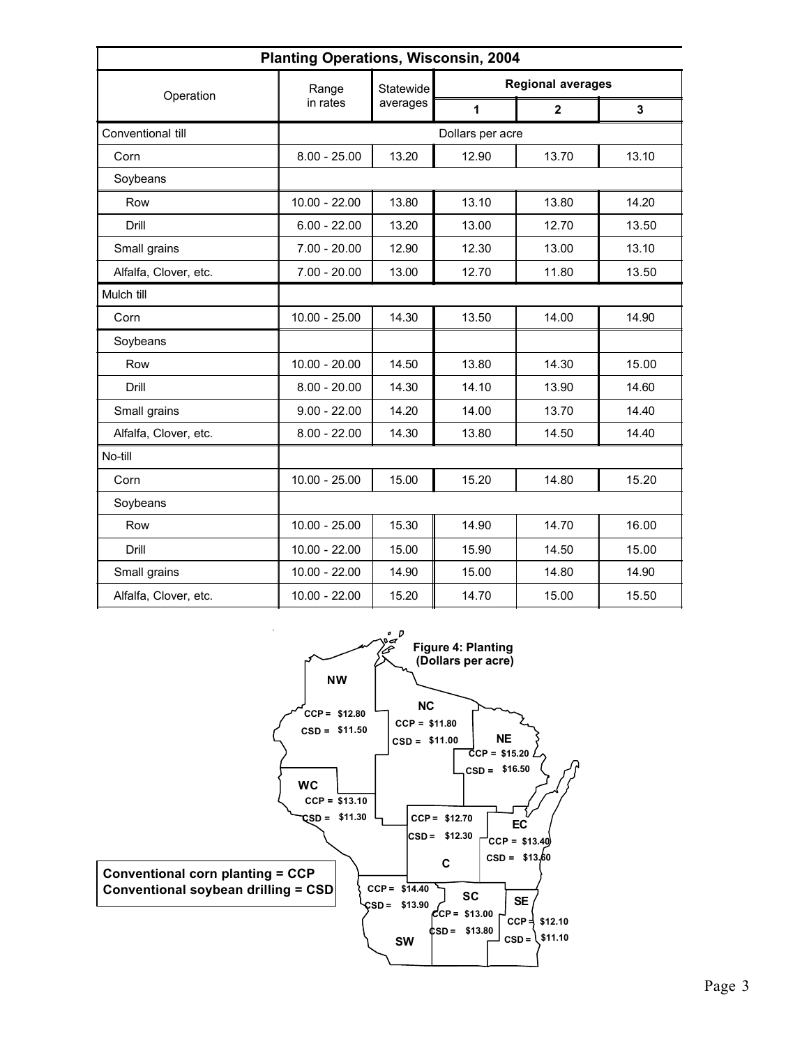| Planting Operations, Wisconsin, 2004 | | | | | |
|---|---|---|---|---|---|
| Operation | Range in rates | Statewide averages | Regional averages | | |
| | | | 1 | 2 | 3 |
| Conventional till | Dollars per acre | | | | |
| Corn | 8.00 - 25.00 | 13.20 | 12.90 | 13.70 | 13.10 |
| Soybeans | | | | | |
| Row | 10.00 - 22.00 | 13.80 | 13.10 | 13.80 | 14.20 |
| Drill | 6.00 - 22.00 | 13.20 | 13.00 | 12.70 | 13.50 |
| Small grains | 7.00 - 20.00 | 12.90 | 12.30 | 13.00 | 13.10 |
| Alfalfa, Clover, etc. | 7.00 - 20.00 | 13.00 | 12.70 | 11.80 | 13.50 |
| Mulch till | | | | | |
| Corn | 10.00 - 25.00 | 14.30 | 13.50 | 14.00 | 14.90 |
| Soybeans | | | | | |
| Row | 10.00 - 20.00 | 14.50 | 13.80 | 14.30 | 15.00 |
| Drill | 8.00 - 20.00 | 14.30 | 14.10 | 13.90 | 14.60 |
| Small grains | 9.00 - 22.00 | 14.20 | 14.00 | 13.70 | 14.40 |
| Alfalfa, Clover, etc. | 8.00 - 22.00 | 14.30 | 13.80 | 14.50 | 14.40 |
| No-till | | | | | |
| Corn | 10.00 - 25.00 | 15.00 | 15.20 | 14.80 | 15.20 |
| Soybeans | | | | | |
| Row | 10.00 - 25.00 | 15.30 | 14.90 | 14.70 | 16.00 |
| Drill | 10.00 - 22.00 | 15.00 | 15.90 | 14.50 | 15.00 |
| Small grains | 10.00 - 22.00 | 14.90 | 15.00 | 14.80 | 14.90 |
| Alfalfa, Clover, etc. | 10.00 - 22.00 | 15.20 | 14.70 | 15.00 | 15.50 |

**Figure 4: Planting (Dollars per acre)**

| Region | CCP | CSD |
|---|---|---|
| NW | $12.80 | $11.50 |
| NC | $11.80 | $11.00 |
| NE | $15.20 | $16.50 |
| WC | $13.10 | $11.30 |
| C | $12.70 | $12.30 |
| EC | $13.40 | $13.60 |
| SW | $14.40 | $13.90 |
| SC | $13.00 | $13.80 |
| SE | $12.10 | $11.10 |

**Conventional corn planting = CCP**
**Conventional soybean drilling = CSD**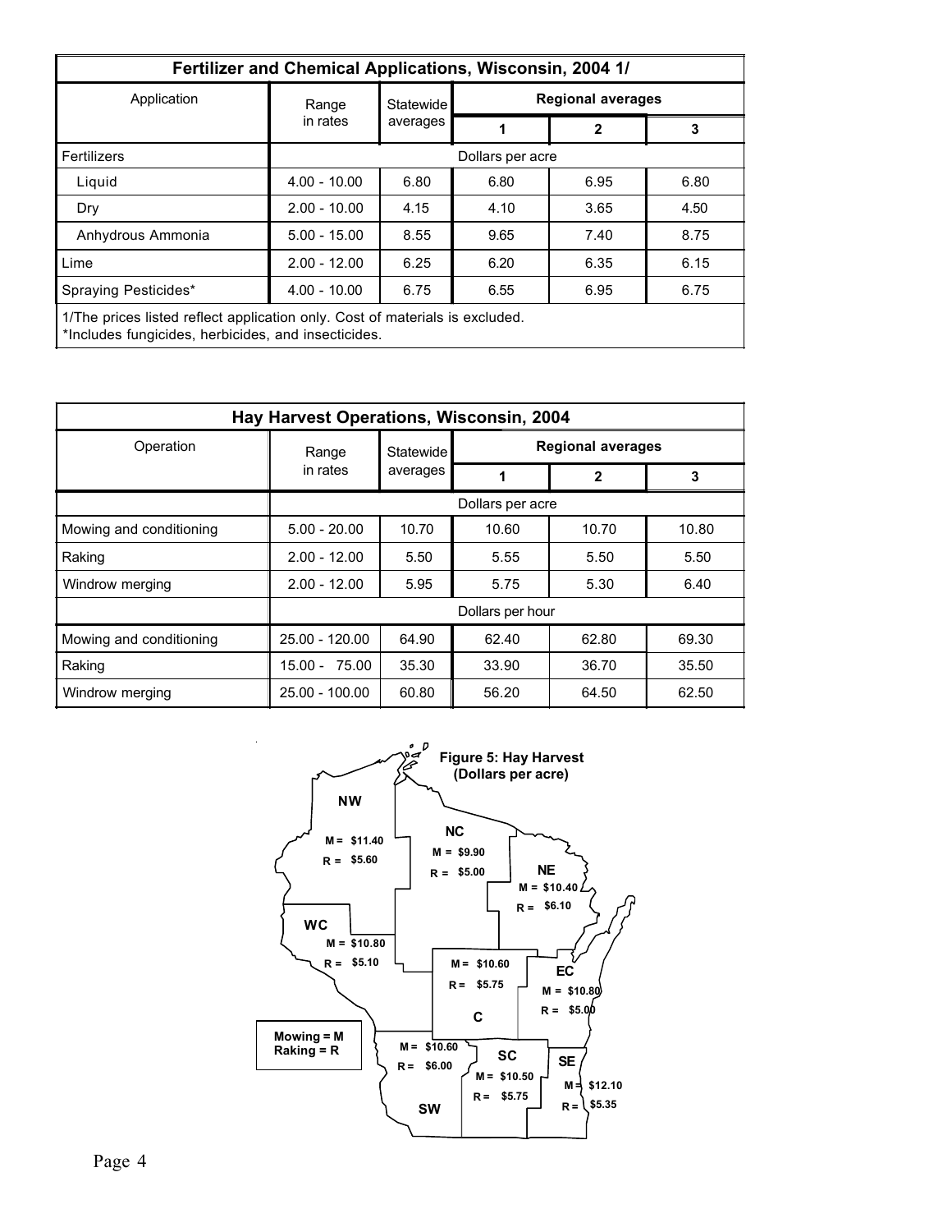## Fertilizer and Chemical Applications, Wisconsin, 2004 1/

| Application | Range in rates | Statewide averages | Regional averages | | |
|---|---|---|---|---|---|
| | | | 1 | 2 | 3 |
| Fertilizers | Dollars per acre | | | | |
| Liquid | 4.00 - 10.00 | 6.80 | 6.80 | 6.95 | 6.80 |
| Dry | 2.00 - 10.00 | 4.15 | 4.10 | 3.65 | 4.50 |
| Anhydrous Ammonia | 5.00 - 15.00 | 8.55 | 9.65 | 7.40 | 8.75 |
| Lime | 2.00 - 12.00 | 6.25 | 6.20 | 6.35 | 6.15 |
| Spraying Pesticides* | 4.00 - 10.00 | 6.75 | 6.55 | 6.95 | 6.75 |

1/The prices listed reflect application only. Cost of materials is excluded.
*Includes fungicides, herbicides, and insecticides.

## Hay Harvest Operations, Wisconsin, 2004

| Operation | Range in rates | Statewide averages | Regional averages | | |
|---|---|---|---|---|---|
| | | | 1 | 2 | 3 |
| | Dollars per acre | | | | |
| Mowing and conditioning | 5.00 - 20.00 | 10.70 | 10.60 | 10.70 | 10.80 |
| Raking | 2.00 - 12.00 | 5.50 | 5.55 | 5.50 | 5.50 |
| Windrow merging | 2.00 - 12.00 | 5.95 | 5.75 | 5.30 | 6.40 |
| | Dollars per hour | | | | |
| Mowing and conditioning | 25.00 - 120.00 | 64.90 | 62.40 | 62.80 | 69.30 |
| Raking | 15.00 - 75.00 | 35.30 | 33.90 | 36.70 | 35.50 |
| Windrow merging | 25.00 - 100.00 | 60.80 | 56.20 | 64.50 | 62.50 |

**Figure 5: Hay Harvest (Dollars per acre)**

Mowing = M
Raking = R

| District | M | R |
|---|---|---|
| NW | $11.40 | $5.60 |
| NC | $9.90 | $5.00 |
| NE | $10.40 | $6.10 |
| WC | $10.80 | $5.10 |
| C | $10.60 | $5.75 |
| EC | $10.80 | $5.00 |
| SW | $10.60 | $6.00 |
| SC | $10.50 | $5.75 |
| SE | $12.10 | $5.35 |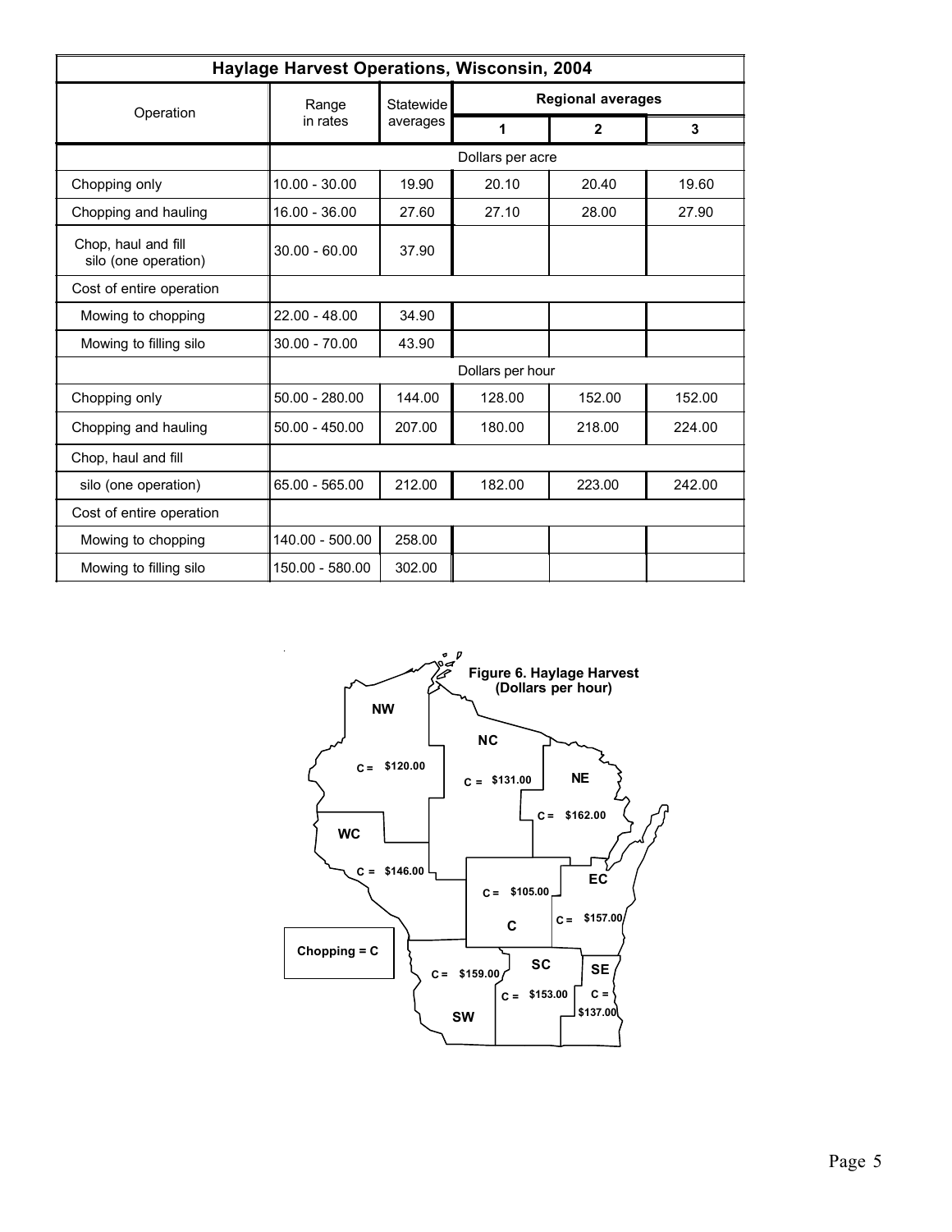## Haylage Harvest Operations, Wisconsin, 2004

| Operation | Range in rates | Statewide averages | Regional averages | | |
|---|---|---|---|---|---|
| | | | 1 | 2 | 3 |
| | Dollars per acre | | | | |
| Chopping only | 10.00 - 30.00 | 19.90 | 20.10 | 20.40 | 19.60 |
| Chopping and hauling | 16.00 - 36.00 | 27.60 | 27.10 | 28.00 | 27.90 |
| Chop, haul and fill silo (one operation) | 30.00 - 60.00 | 37.90 | | | |
| Cost of entire operation | | | | | |
| Mowing to chopping | 22.00 - 48.00 | 34.90 | | | |
| Mowing to filling silo | 30.00 - 70.00 | 43.90 | | | |
| | Dollars per hour | | | | |
| Chopping only | 50.00 - 280.00 | 144.00 | 128.00 | 152.00 | 152.00 |
| Chopping and hauling | 50.00 - 450.00 | 207.00 | 180.00 | 218.00 | 224.00 |
| Chop, haul and fill | | | | | |
| silo (one operation) | 65.00 - 565.00 | 212.00 | 182.00 | 223.00 | 242.00 |
| Cost of entire operation | | | | | |
| Mowing to chopping | 140.00 - 500.00 | 258.00 | | | |
| Mowing to filling silo | 150.00 - 580.00 | 302.00 | | | |

**Figure 6. Haylage Harvest (Dollars per hour)**

Chopping = C

| Region | C |
|---|---|
| NW | $120.00 |
| NC | $131.00 |
| NE | $162.00 |
| WC | $146.00 |
| C | $105.00 |
| EC | $157.00 |
| SW | $159.00 |
| SC | $153.00 |
| SE | $137.00 |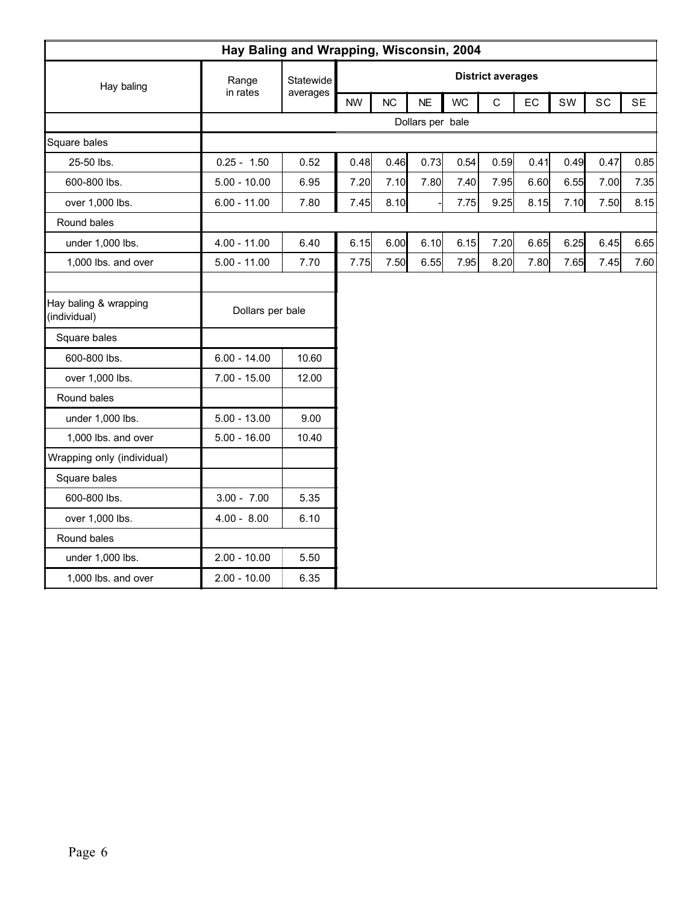# Hay Baling and Wrapping, Wisconsin, 2004

| Hay baling | Range in rates | Statewide averages | District averages | | | | | | | | |
|---|---|---|---|---|---|---|---|---|---|---|---|
| | | | NW | NC | NE | WC | C | EC | SW | SC | SE |
| | Dollars per bale | | | | | | | | | | |
| Square bales | | | | | | | | | | | |
| 25-50 lbs. | 0.25 - 1.50 | 0.52 | 0.48 | 0.46 | 0.73 | 0.54 | 0.59 | 0.41 | 0.49 | 0.47 | 0.85 |
| 600-800 lbs. | 5.00 - 10.00 | 6.95 | 7.20 | 7.10 | 7.80 | 7.40 | 7.95 | 6.60 | 6.55 | 7.00 | 7.35 |
| over 1,000 lbs. | 6.00 - 11.00 | 7.80 | 7.45 | 8.10 | - | 7.75 | 9.25 | 8.15 | 7.10 | 7.50 | 8.15 |
| Round bales | | | | | | | | | | | |
| under 1,000 lbs. | 4.00 - 11.00 | 6.40 | 6.15 | 6.00 | 6.10 | 6.15 | 7.20 | 6.65 | 6.25 | 6.45 | 6.65 |
| 1,000 lbs. and over | 5.00 - 11.00 | 7.70 | 7.75 | 7.50 | 6.55 | 7.95 | 8.20 | 7.80 | 7.65 | 7.45 | 7.60 |

| Hay baling & wrapping (individual) | Dollars per bale | |
|---|---|---|
| Square bales | | |
| 600-800 lbs. | 6.00 - 14.00 | 10.60 |
| over 1,000 lbs. | 7.00 - 15.00 | 12.00 |
| Round bales | | |
| under 1,000 lbs. | 5.00 - 13.00 | 9.00 |
| 1,000 lbs. and over | 5.00 - 16.00 | 10.40 |
| Wrapping only (individual) | | |
| Square bales | | |
| 600-800 lbs. | 3.00 - 7.00 | 5.35 |
| over 1,000 lbs. | 4.00 - 8.00 | 6.10 |
| Round bales | | |
| under 1,000 lbs. | 2.00 - 10.00 | 5.50 |
| 1,000 lbs. and over | 2.00 - 10.00 | 6.35 |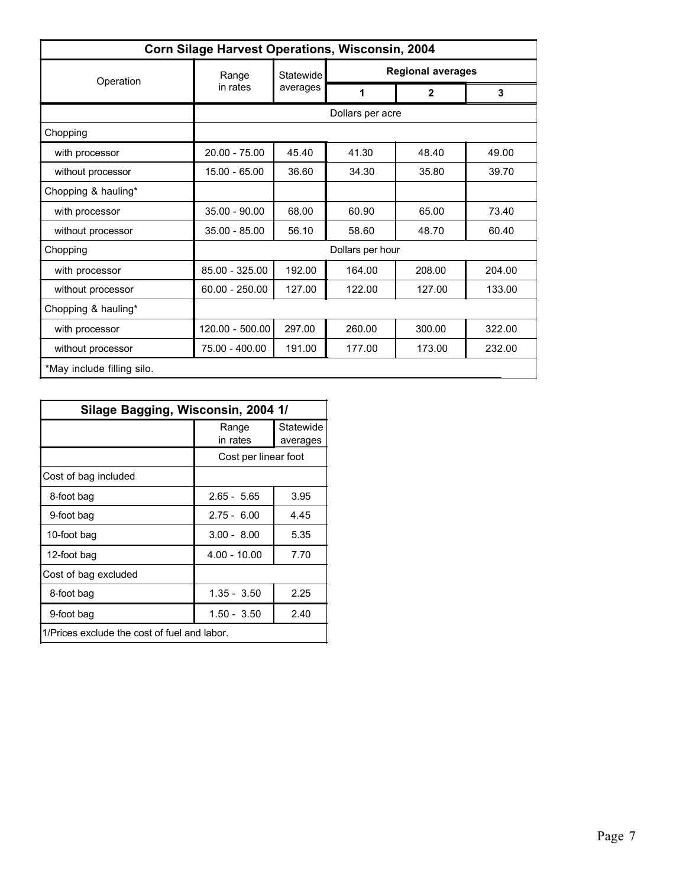## Corn Silage Harvest Operations, Wisconsin, 2004

| Operation | Range in rates | Statewide averages | Regional averages 1 | Regional averages 2 | Regional averages 3 |
|---|---|---|---|---|---|
| | Dollars per acre | | | | |
| Chopping | | | | | |
| with processor | 20.00 - 75.00 | 45.40 | 41.30 | 48.40 | 49.00 |
| without processor | 15.00 - 65.00 | 36.60 | 34.30 | 35.80 | 39.70 |
| Chopping & hauling* | | | | | |
| with processor | 35.00 - 90.00 | 68.00 | 60.90 | 65.00 | 73.40 |
| without processor | 35.00 - 85.00 | 56.10 | 58.60 | 48.70 | 60.40 |
| Chopping | Dollars per hour | | | | |
| with processor | 85.00 - 325.00 | 192.00 | 164.00 | 208.00 | 204.00 |
| without processor | 60.00 - 250.00 | 127.00 | 122.00 | 127.00 | 133.00 |
| Chopping & hauling* | | | | | |
| with processor | 120.00 - 500.00 | 297.00 | 260.00 | 300.00 | 322.00 |
| without processor | 75.00 - 400.00 | 191.00 | 177.00 | 173.00 | 232.00 |

*May include filling silo.

## Silage Bagging, Wisconsin, 2004 1/

| | Range in rates | Statewide averages |
|---|---|---|
| | Cost per linear foot | |
| Cost of bag included | | |
| 8-foot bag | 2.65 - 5.65 | 3.95 |
| 9-foot bag | 2.75 - 6.00 | 4.45 |
| 10-foot bag | 3.00 - 8.00 | 5.35 |
| 12-foot bag | 4.00 - 10.00 | 7.70 |
| Cost of bag excluded | | |
| 8-foot bag | 1.35 - 3.50 | 2.25 |
| 9-foot bag | 1.50 - 3.50 | 2.40 |

1/Prices exclude the cost of fuel and labor.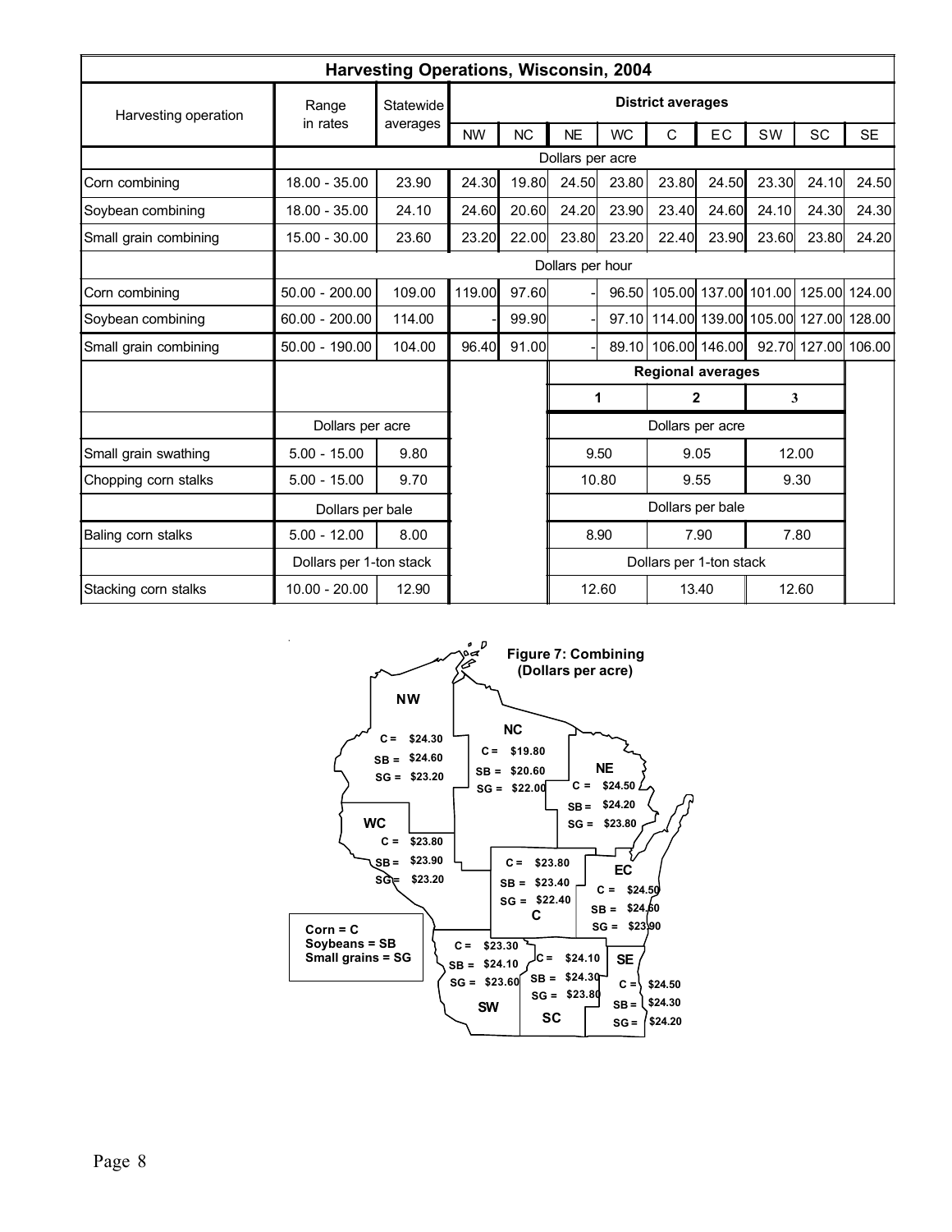| Harvesting Operations, Wisconsin, 2004 | | | | | | | | | | | |
|---|---|---|---|---|---|---|---|---|---|---|---|
| Harvesting operation | Range in rates | Statewide averages | District averages | | | | | | | | |
| | | | NW | NC | NE | WC | C | EC | SW | SC | SE |
| | Dollars per acre | | | | | | | | | | |
| Corn combining | 18.00 - 35.00 | 23.90 | 24.30 | 19.80 | 24.50 | 23.80 | 23.80 | 24.50 | 23.30 | 24.10 | 24.50 |
| Soybean combining | 18.00 - 35.00 | 24.10 | 24.60 | 20.60 | 24.20 | 23.90 | 23.40 | 24.60 | 24.10 | 24.30 | 24.30 |
| Small grain combining | 15.00 - 30.00 | 23.60 | 23.20 | 22.00 | 23.80 | 23.20 | 22.40 | 23.90 | 23.60 | 23.80 | 24.20 |
| | Dollars per hour | | | | | | | | | | |
| Corn combining | 50.00 - 200.00 | 109.00 | 119.00 | 97.60 | - | 96.50 | 105.00 | 137.00 | 101.00 | 125.00 | 124.00 |
| Soybean combining | 60.00 - 200.00 | 114.00 | - | 99.90 | - | 97.10 | 114.00 | 139.00 | 105.00 | 127.00 | 128.00 |
| Small grain combining | 50.00 - 190.00 | 104.00 | 96.40 | 91.00 | - | 89.10 | 106.00 | 146.00 | 92.70 | 127.00 | 106.00 |
| | | | | | Regional averages | | | | | | |
| | | | | | 1 | | 2 | | 3 | | |
| | Dollars per acre | | | | Dollars per acre | | | | | | |
| Small grain swathing | 5.00 - 15.00 | 9.80 | | | 9.50 | | 9.05 | | 12.00 | | |
| Chopping corn stalks | 5.00 - 15.00 | 9.70 | | | 10.80 | | 9.55 | | 9.30 | | |
| | Dollars per bale | | | | Dollars per bale | | | | | | |
| Baling corn stalks | 5.00 - 12.00 | 8.00 | | | 8.90 | | 7.90 | | 7.80 | | |
| | Dollars per 1-ton stack | | | | Dollars per 1-ton stack | | | | | | |
| Stacking corn stalks | 10.00 - 20.00 | 12.90 | | | 12.60 | | 13.40 | | 12.60 | | |

**Figure 7: Combining (Dollars per acre)**

Corn = C
Soybeans = SB
Small grains = SG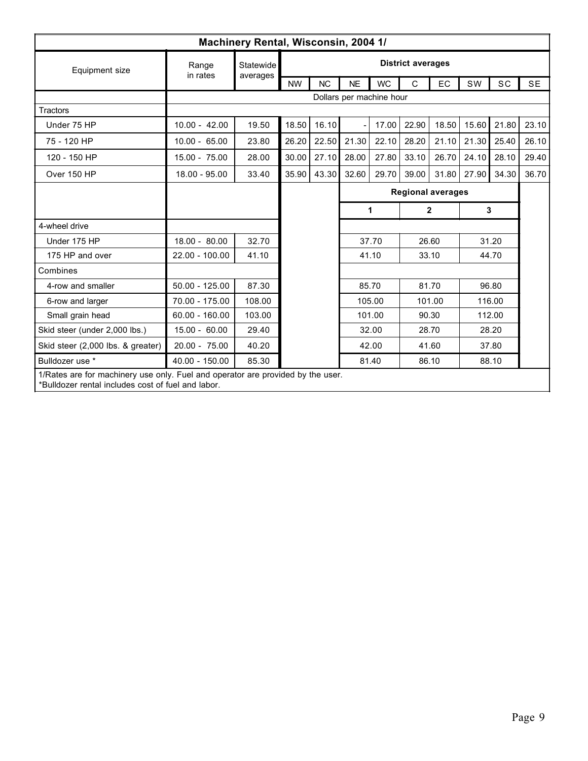## Machinery Rental, Wisconsin, 2004 1/

| Equipment size | Range in rates | Statewide averages | District averages | | | | | | | | |
|---|---|---|---|---|---|---|---|---|---|---|---|
| | | | NW | NC | NE | WC | C | EC | SW | SC | SE |
| | Dollars per machine hour | | | | | | | | | | |
| Tractors | | | | | | | | | | | |
| Under 75 HP | 10.00 - 42.00 | 19.50 | 18.50 | 16.10 | - | 17.00 | 22.90 | 18.50 | 15.60 | 21.80 | 23.10 |
| 75 - 120 HP | 10.00 - 65.00 | 23.80 | 26.20 | 22.50 | 21.30 | 22.10 | 28.20 | 21.10 | 21.30 | 25.40 | 26.10 |
| 120 - 150 HP | 15.00 - 75.00 | 28.00 | 30.00 | 27.10 | 28.00 | 27.80 | 33.10 | 26.70 | 24.10 | 28.10 | 29.40 |
| Over 150 HP | 18.00 - 95.00 | 33.40 | 35.90 | 43.30 | 32.60 | 29.70 | 39.00 | 31.80 | 27.90 | 34.30 | 36.70 |

| Equipment size | Range in rates | Statewide averages | Regional averages | | |
|---|---|---|---|---|---|
| | | | 1 | 2 | 3 |
| 4-wheel drive | | | | | |
| Under 175 HP | 18.00 - 80.00 | 32.70 | 37.70 | 26.60 | 31.20 |
| 175 HP and over | 22.00 - 100.00 | 41.10 | 41.10 | 33.10 | 44.70 |
| Combines | | | | | |
| 4-row and smaller | 50.00 - 125.00 | 87.30 | 85.70 | 81.70 | 96.80 |
| 6-row and larger | 70.00 - 175.00 | 108.00 | 105.00 | 101.00 | 116.00 |
| Small grain head | 60.00 - 160.00 | 103.00 | 101.00 | 90.30 | 112.00 |
| Skid steer (under 2,000 lbs.) | 15.00 - 60.00 | 29.40 | 32.00 | 28.70 | 28.20 |
| Skid steer (2,000 lbs. & greater) | 20.00 - 75.00 | 40.20 | 42.00 | 41.60 | 37.80 |
| Bulldozer use * | 40.00 - 150.00 | 85.30 | 81.40 | 86.10 | 88.10 |

1/Rates are for machinery use only. Fuel and operator are provided by the user.
*Bulldozer rental includes cost of fuel and labor.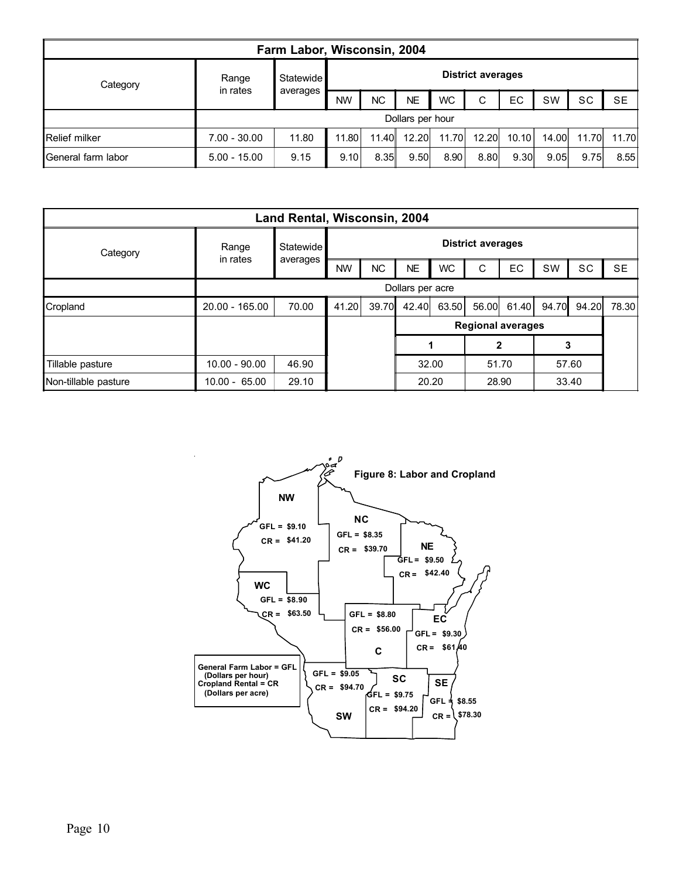## Farm Labor, Wisconsin, 2004

| Category | Range in rates | Statewide averages | District averages | | | | | | | | |
|---|---|---|---|---|---|---|---|---|---|---|---|
| | | | NW | NC | NE | WC | C | EC | SW | SC | SE |
| | Dollars per hour | | | | | | | | | | |
| Relief milker | 7.00 - 30.00 | 11.80 | 11.80 | 11.40 | 12.20 | 11.70 | 12.20 | 10.10 | 14.00 | 11.70 | 11.70 |
| General farm labor | 5.00 - 15.00 | 9.15 | 9.10 | 8.35 | 9.50 | 8.90 | 8.80 | 9.30 | 9.05 | 9.75 | 8.55 |

## Land Rental, Wisconsin, 2004

| Category | Range in rates | Statewide averages | District averages | | | | | | | | |
|---|---|---|---|---|---|---|---|---|---|---|---|
| | | | NW | NC | NE | WC | C | EC | SW | SC | SE |
| | Dollars per acre | | | | | | | | | | |
| Cropland | 20.00 - 165.00 | 70.00 | 41.20 | 39.70 | 42.40 | 63.50 | 56.00 | 61.40 | 94.70 | 94.20 | 78.30 |
| | | | | | Regional averages | | | | | | |
| | | | | | 1 | | 2 | | 3 | | |
| Tillable pasture | 10.00 - 90.00 | 46.90 | | | 32.00 | | 51.70 | | 57.60 | | |
| Non-tillable pasture | 10.00 - 65.00 | 29.10 | | | 20.20 | | 28.90 | | 33.40 | | |

**Figure 8: Labor and Cropland**

General Farm Labor = GFL (Dollars per hour)
Cropland Rental = CR (Dollars per acre)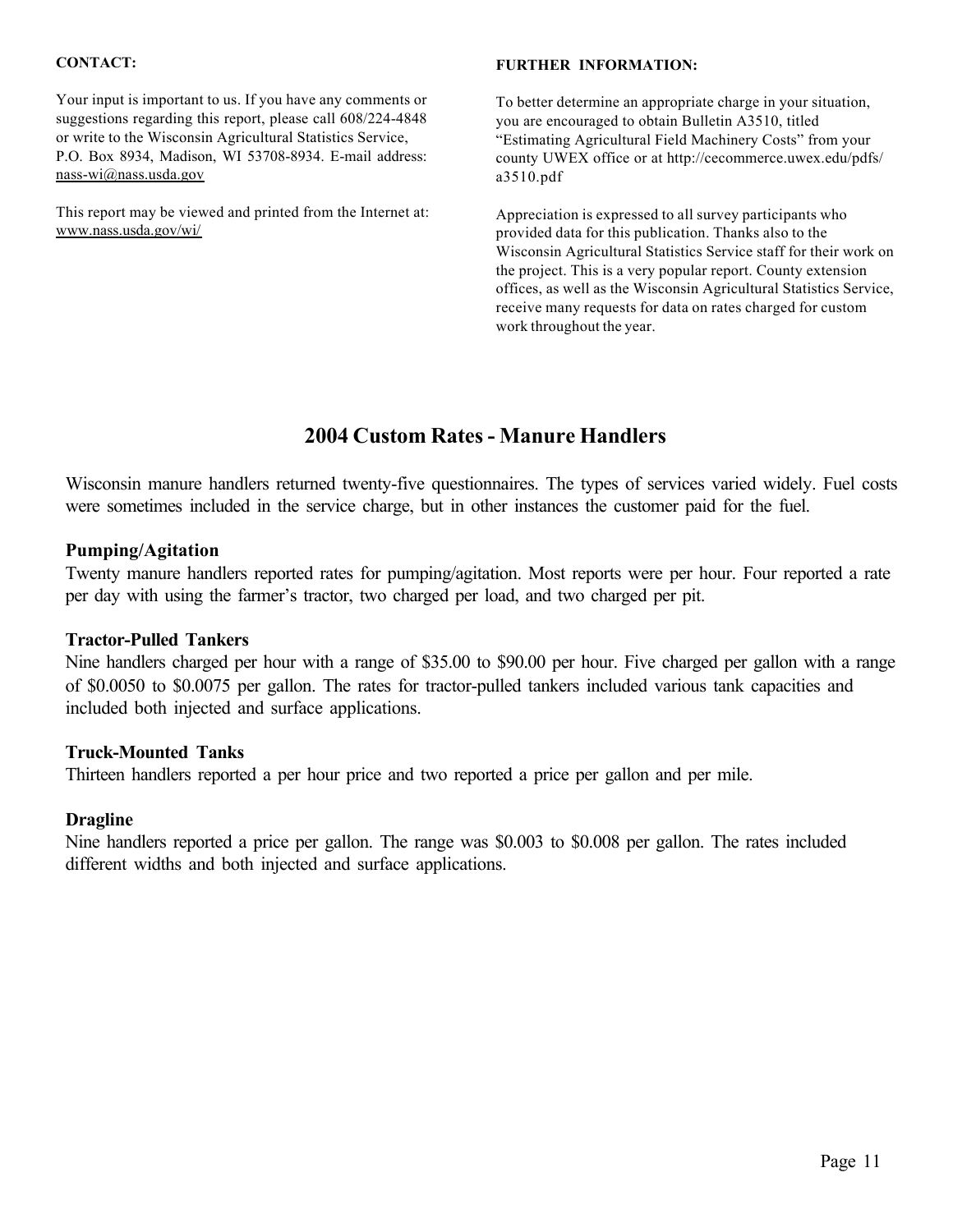**CONTACT:**

Your input is important to us. If you have any comments or suggestions regarding this report, please call 608/224-4848 or write to the Wisconsin Agricultural Statistics Service, P.O. Box 8934, Madison, WI 53708-8934. E-mail address: nass-wi@nass.usda.gov

This report may be viewed and printed from the Internet at: www.nass.usda.gov/wi/

**FURTHER INFORMATION:**

To better determine an appropriate charge in your situation, you are encouraged to obtain Bulletin A3510, titled "Estimating Agricultural Field Machinery Costs" from your county UWEX office or at http://cecommerce.uwex.edu/pdfs/a3510.pdf

Appreciation is expressed to all survey participants who provided data for this publication. Thanks also to the Wisconsin Agricultural Statistics Service staff for their work on the project. This is a very popular report. County extension offices, as well as the Wisconsin Agricultural Statistics Service, receive many requests for data on rates charged for custom work throughout the year.

## 2004 Custom Rates - Manure Handlers

Wisconsin manure handlers returned twenty-five questionnaires. The types of services varied widely. Fuel costs were sometimes included in the service charge, but in other instances the customer paid for the fuel.

### Pumping/Agitation

Twenty manure handlers reported rates for pumping/agitation. Most reports were per hour. Four reported a rate per day with using the farmer's tractor, two charged per load, and two charged per pit.

### Tractor-Pulled Tankers

Nine handlers charged per hour with a range of $35.00 to $90.00 per hour. Five charged per gallon with a range of $0.0050 to $0.0075 per gallon. The rates for tractor-pulled tankers included various tank capacities and included both injected and surface applications.

### Truck-Mounted Tanks

Thirteen handlers reported a per hour price and two reported a price per gallon and per mile.

### Dragline

Nine handlers reported a price per gallon. The range was $0.003 to $0.008 per gallon. The rates included different widths and both injected and surface applications.